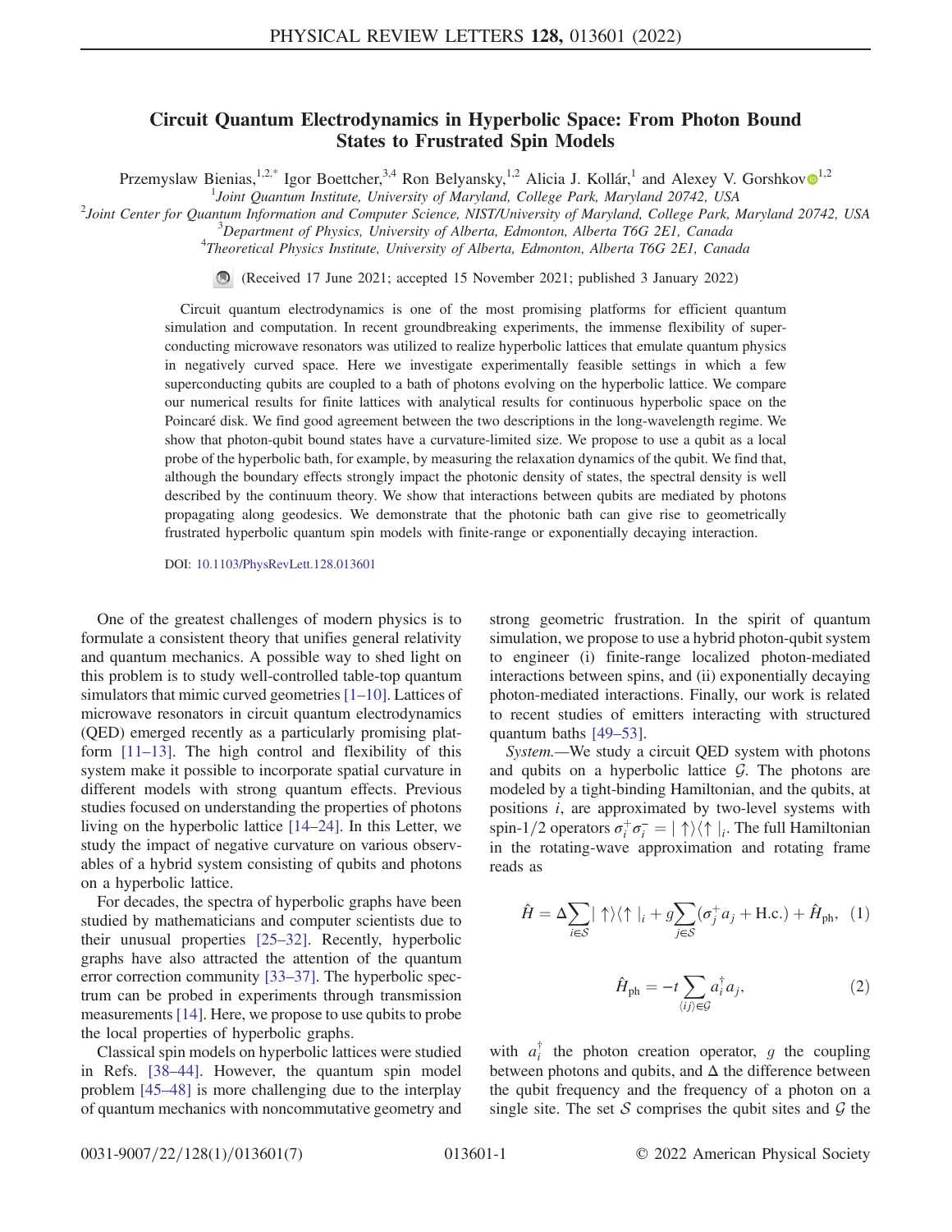# Circuit Quantum Electrodynamics in Hyperbolic Space: From Photon Bound States to Frustrated Spin Models

Przemyslaw Bienias,[1,2,*] Igor Boettcher,[3,4] Ron Belyansky,[1,2] Alicia J. Kollár,[1] and Alexey V. Gorshkov[1,2]

[1]Joint Quantum Institute, University of Maryland, College Park, Maryland 20742, USA

[2]Joint Center for Quantum Information and Computer Science, NIST/University of Maryland, College Park, Maryland 20742, USA

[3]Department of Physics, University of Alberta, Edmonton, Alberta T6G 2E1, Canada

[4]Theoretical Physics Institute, University of Alberta, Edmonton, Alberta T6G 2E1, Canada

(Received 17 June 2021; accepted 15 November 2021; published 3 January 2022)

Circuit quantum electrodynamics is one of the most promising platforms for efficient quantum simulation and computation. In recent groundbreaking experiments, the immense flexibility of superconducting microwave resonators was utilized to realize hyperbolic lattices that emulate quantum physics in negatively curved space. Here we investigate experimentally feasible settings in which a few superconducting qubits are coupled to a bath of photons evolving on the hyperbolic lattice. We compare our numerical results for finite lattices with analytical results for continuous hyperbolic space on the Poincaré disk. We find good agreement between the two descriptions in the long-wavelength regime. We show that photon-qubit bound states have a curvature-limited size. We propose to use a qubit as a local probe of the hyperbolic bath, for example, by measuring the relaxation dynamics of the qubit. We find that, although the boundary effects strongly impact the photonic density of states, the spectral density is well described by the continuum theory. We show that interactions between qubits are mediated by photons propagating along geodesics. We demonstrate that the photonic bath can give rise to geometrically frustrated hyperbolic quantum spin models with finite-range or exponentially decaying interaction.

DOI: 10.1103/PhysRevLett.128.013601

One of the greatest challenges of modern physics is to formulate a consistent theory that unifies general relativity and quantum mechanics. A possible way to shed light on this problem is to study well-controlled table-top quantum simulators that mimic curved geometries [1–10]. Lattices of microwave resonators in circuit quantum electrodynamics (QED) emerged recently as a particularly promising platform [11–13]. The high control and flexibility of this system make it possible to incorporate spatial curvature in different models with strong quantum effects. Previous studies focused on understanding the properties of photons living on the hyperbolic lattice [14–24]. In this Letter, we study the impact of negative curvature on various observables of a hybrid system consisting of qubits and photons on a hyperbolic lattice.

For decades, the spectra of hyperbolic graphs have been studied by mathematicians and computer scientists due to their unusual properties [25–32]. Recently, hyperbolic graphs have also attracted the attention of the quantum error correction community [33–37]. The hyperbolic spectrum can be probed in experiments through transmission measurements [14]. Here, we propose to use qubits to probe the local properties of hyperbolic graphs.

Classical spin models on hyperbolic lattices were studied in Refs. [38–44]. However, the quantum spin model problem [45–48] is more challenging due to the interplay of quantum mechanics with noncommutative geometry and strong geometric frustration. In the spirit of quantum simulation, we propose to use a hybrid photon-qubit system to engineer (i) finite-range localized photon-mediated interactions between spins, and (ii) exponentially decaying photon-mediated interactions. Finally, our work is related to recent studies of emitters interacting with structured quantum baths [49–53].

*System.*—We study a circuit QED system with photons and qubits on a hyperbolic lattice $\mathcal{G}$. The photons are modeled by a tight-binding Hamiltonian, and the qubits, at positions $i$, are approximated by two-level systems with spin-1/2 operators $\sigma_i^+\sigma_i^- = |\uparrow\rangle\langle\uparrow|_i$. The full Hamiltonian in the rotating-wave approximation and rotating frame reads as

$$\hat{H} = \Delta\sum_{i\in\mathcal{S}}|\uparrow\rangle\langle\uparrow|_i + g\sum_{j\in\mathcal{S}}(\sigma_j^+ a_j + \text{H.c.}) + \hat{H}_{\text{ph}}, \quad (1)$$

$$\hat{H}_{\text{ph}} = -t\sum_{\langle ij\rangle\in\mathcal{G}} a_i^\dagger a_j, \quad (2)$$

with $a_i^\dagger$ the photon creation operator, $g$ the coupling between photons and qubits, and $\Delta$ the difference between the qubit frequency and the frequency of a photon on a single site. The set $\mathcal{S}$ comprises the qubit sites and $\mathcal{G}$ the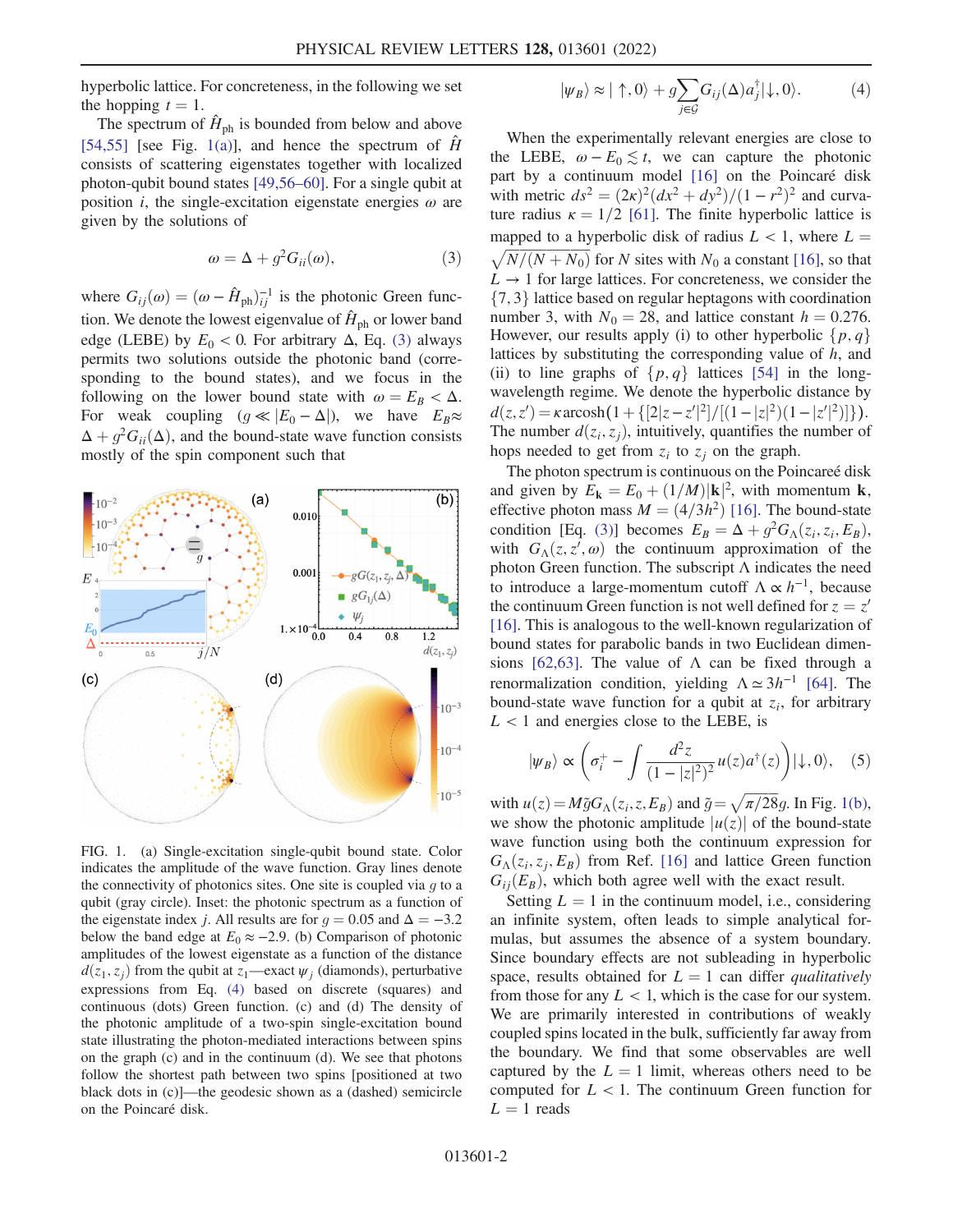hyperbolic lattice. For concreteness, in the following we set the hopping $t = 1$.

The spectrum of $\hat{H}_{\rm ph}$ is bounded from below and above [54,55] [see Fig. 1(a)], and hence the spectrum of $\hat{H}$ consists of scattering eigenstates together with localized photon-qubit bound states [49,56–60]. For a single qubit at position $i$, the single-excitation eigenstate energies $\omega$ are given by the solutions of

$$\omega = \Delta + g^2 G_{ii}(\omega), \tag{3}$$

where $G_{ij}(\omega) = (\omega - \hat{H}_{\rm ph})^{-1}_{ij}$ is the photonic Green function. We denote the lowest eigenvalue of $\hat{H}_{\rm ph}$ or lower band edge (LEBE) by $E_0 < 0$. For arbitrary $\Delta$, Eq. (3) always permits two solutions outside the photonic band (corresponding to the bound states), and we focus in the following on the lower bound state with $\omega = E_B < \Delta$. For weak coupling ($g \ll |E_0 - \Delta|$), we have $E_B \approx \Delta + g^2 G_{ii}(\Delta)$, and the bound-state wave function consists mostly of the spin component such that

$$|\psi_B\rangle \approx |\uparrow, 0\rangle + g \sum_{j \in \mathcal{G}} G_{ij}(\Delta) a_j^\dagger |\downarrow, 0\rangle. \tag{4}$$

FIG. 1. (a) Single-excitation single-qubit bound state. Color indicates the amplitude of the wave function. Gray lines denote the connectivity of photonics sites. One site is coupled via $g$ to a qubit (gray circle). Inset: the photonic spectrum as a function of the eigenstate index $j$. All results are for $g = 0.05$ and $\Delta = -3.2$ below the band edge at $E_0 \approx -2.9$. (b) Comparison of photonic amplitudes of the lowest eigenstate as a function of the distance $d(z_1, z_j)$ from the qubit at $z_1$—exact $\psi_j$ (diamonds), perturbative expressions from Eq. (4) based on discrete (squares) and continuous (dots) Green function. (c) and (d) The density of the photonic amplitude of a two-spin single-excitation bound state illustrating the photon-mediated interactions between spins on the graph (c) and in the continuum (d). We see that photons follow the shortest path between two spins [positioned at two black dots in (c)]—the geodesic shown as a (dashed) semicircle on the Poincaré disk.

When the experimentally relevant energies are close to the LEBE, $\omega - E_0 \lesssim t$, we can capture the photonic part by a continuum model [16] on the Poincaré disk with metric $ds^2 = (2\kappa)^2(dx^2 + dy^2)/(1 - r^2)^2$ and curvature radius $\kappa = 1/2$ [61]. The finite hyperbolic lattice is mapped to a hyperbolic disk of radius $L < 1$, where $L = \sqrt{N/(N + N_0)}$ for $N$ sites with $N_0$ a constant [16], so that $L \to 1$ for large lattices. For concreteness, we consider the $\{7, 3\}$ lattice based on regular heptagons with coordination number 3, with $N_0 = 28$, and lattice constant $h = 0.276$. However, our results apply (i) to other hyperbolic $\{p, q\}$ lattices by substituting the corresponding value of $h$, and (ii) to line graphs of $\{p, q\}$ lattices [54] in the long-wavelength regime. We denote the hyperbolic distance by $d(z, z') = \kappa\,\text{arcosh}(1 + \{[2|z - z'|^2]/[(1 - |z|^2)(1 - |z'|^2)]\})$. The number $d(z_i, z_j)$, intuitively, quantifies the number of hops needed to get from $z_i$ to $z_j$ on the graph.

The photon spectrum is continuous on the Poincareé disk and given by $E_{\mathbf{k}} = E_0 + (1/M)|\mathbf{k}|^2$, with momentum $\mathbf{k}$, effective photon mass $M = (4/3h^2)$ [16]. The bound-state condition [Eq. (3)] becomes $E_B = \Delta + g^2 G_\Lambda(z_i, z_i, E_B)$, with $G_\Lambda(z, z', \omega)$ the continuum approximation of the photon Green function. The subscript $\Lambda$ indicates the need to introduce a large-momentum cutoff $\Lambda \propto h^{-1}$, because the continuum Green function is not well defined for $z = z'$ [16]. This is analogous to the well-known regularization of bound states for parabolic bands in two Euclidean dimensions [62,63]. The value of $\Lambda$ can be fixed through a renormalization condition, yielding $\Lambda \simeq 3h^{-1}$ [64]. The bound-state wave function for a qubit at $z_i$, for arbitrary $L < 1$ and energies close to the LEBE, is

$$|\psi_B\rangle \propto \left(\sigma_i^+ - \int \frac{d^2 z}{(1 - |z|^2)^2} u(z) a^\dagger(z)\right) |\downarrow, 0\rangle, \tag{5}$$

with $u(z) = M\tilde{g}G_\Lambda(z_i, z, E_B)$ and $\tilde{g} = \sqrt{\pi/28}g$. In Fig. 1(b), we show the photonic amplitude $|u(z)|$ of the bound-state wave function using both the continuum expression for $G_\Lambda(z_i, z_j, E_B)$ from Ref. [16] and lattice Green function $G_{ij}(E_B)$, which both agree well with the exact result.

Setting $L = 1$ in the continuum model, i.e., considering an infinite system, often leads to simple analytical formulas, but assumes the absence of a system boundary. Since boundary effects are not subleading in hyperbolic space, results obtained for $L = 1$ can differ *qualitatively* from those for any $L < 1$, which is the case for our system. We are primarily interested in contributions of weakly coupled spins located in the bulk, sufficiently far away from the boundary. We find that some observables are well captured by the $L = 1$ limit, whereas others need to be computed for $L < 1$. The continuum Green function for $L = 1$ reads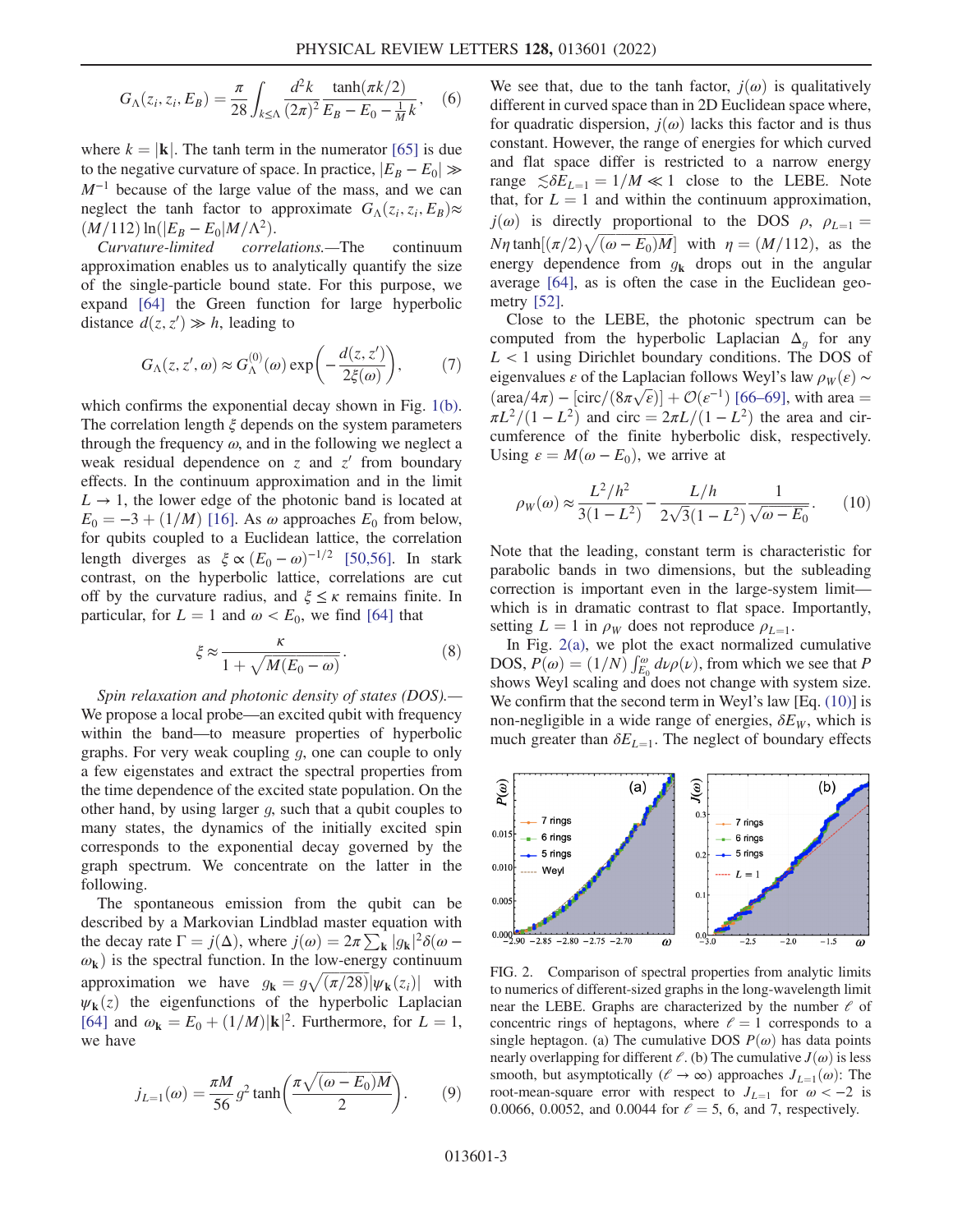$$G_\Lambda(z_i, z_i, E_B) = \frac{\pi}{28} \int_{k \le \Lambda} \frac{d^2k}{(2\pi)^2} \frac{\tanh(\pi k/2)}{E_B - E_0 - \frac{1}{M} k}, \tag{6}$$

where $k = |\mathbf{k}|$. The tanh term in the numerator [65] is due to the negative curvature of space. In practice, $|E_B - E_0| \gg M^{-1}$ because of the large value of the mass, and we can neglect the tanh factor to approximate $G_\Lambda(z_i, z_i, E_B) \approx (M/112) \ln(|E_B - E_0| M/\Lambda^2)$.

*Curvature-limited correlations.*—The continuum approximation enables us to analytically quantify the size of the single-particle bound state. For this purpose, we expand [64] the Green function for large hyperbolic distance $d(z, z') \gg h$, leading to

$$G_\Lambda(z, z', \omega) \approx G_\Lambda^{(0)}(\omega) \exp\left(-\frac{d(z, z')}{2\xi(\omega)}\right), \tag{7}$$

which confirms the exponential decay shown in Fig. 1(b). The correlation length $\xi$ depends on the system parameters through the frequency $\omega$, and in the following we neglect a weak residual dependence on $z$ and $z'$ from boundary effects. In the continuum approximation and in the limit $L \to 1$, the lower edge of the photonic band is located at $E_0 = -3 + (1/M)$ [16]. As $\omega$ approaches $E_0$ from below, for qubits coupled to a Euclidean lattice, the correlation length diverges as $\xi \propto (E_0 - \omega)^{-1/2}$ [50,56]. In stark contrast, on the hyperbolic lattice, correlations are cut off by the curvature radius, and $\xi \le \kappa$ remains finite. In particular, for $L = 1$ and $\omega < E_0$, we find [64] that

$$\xi \approx \frac{\kappa}{1 + \sqrt{M(E_0 - \omega)}}. \tag{8}$$

*Spin relaxation and photonic density of states (DOS).*—We propose a local probe—an excited qubit with frequency within the band—to measure properties of hyperbolic graphs. For very weak coupling $g$, one can couple to only a few eigenstates and extract the spectral properties from the time dependence of the excited state population. On the other hand, by using larger $g$, such that a qubit couples to many states, the dynamics of the initially excited spin corresponds to the exponential decay governed by the graph spectrum. We concentrate on the latter in the following.

The spontaneous emission from the qubit can be described by a Markovian Lindblad master equation with the decay rate $\Gamma = j(\Delta)$, where $j(\omega) = 2\pi \sum_\mathbf{k} |g_\mathbf{k}|^2 \delta(\omega - \omega_\mathbf{k})$ is the spectral function. In the low-energy continuum approximation we have $g_\mathbf{k} = g\sqrt{(\pi/28)} |\psi_\mathbf{k}(z_i)|$ with $\psi_\mathbf{k}(z)$ the eigenfunctions of the hyperbolic Laplacian [64] and $\omega_\mathbf{k} = E_0 + (1/M)|\mathbf{k}|^2$. Furthermore, for $L = 1$, we have

$$j_{L=1}(\omega) = \frac{\pi M}{56} g^2 \tanh\left(\frac{\pi\sqrt{(\omega - E_0)M}}{2}\right). \tag{9}$$

We see that, due to the tanh factor, $j(\omega)$ is qualitatively different in curved space than in 2D Euclidean space where, for quadratic dispersion, $j(\omega)$ lacks this factor and is thus constant. However, the range of energies for which curved and flat space differ is restricted to a narrow energy range $\lesssim \delta E_{L=1} = 1/M \ll 1$ close to the LEBE. Note that, for $L = 1$ and within the continuum approximation, $j(\omega)$ is directly proportional to the DOS $\rho$, $\rho_{L=1} = N\eta \tanh[(\pi/2)\sqrt{(\omega - E_0)M}]$ with $\eta = (M/112)$, as the energy dependence from $g_\mathbf{k}$ drops out in the angular average [64], as is often the case in the Euclidean geometry [52].

Close to the LEBE, the photonic spectrum can be computed from the hyperbolic Laplacian $\Delta_g$ for any $L < 1$ using Dirichlet boundary conditions. The DOS of eigenvalues $\varepsilon$ of the Laplacian follows Weyl's law $\rho_W(\varepsilon) \sim (\text{area}/4\pi) - [\text{circ}/(8\pi\sqrt{\varepsilon})] + \mathcal{O}(\varepsilon^{-1})$ [66–69], with area $= \pi L^2/(1 - L^2)$ and circ $= 2\pi L/(1 - L^2)$ the area and circumference of the finite hyberbolic disk, respectively. Using $\varepsilon = M(\omega - E_0)$, we arrive at

$$\rho_W(\omega) \approx \frac{L^2/h^2}{3(1 - L^2)} - \frac{L/h}{2\sqrt{3}(1 - L^2)} \frac{1}{\sqrt{\omega - E_0}}. \tag{10}$$

Note that the leading, constant term is characteristic for parabolic bands in two dimensions, but the subleading correction is important even in the large-system limit—which is in dramatic contrast to flat space. Importantly, setting $L = 1$ in $\rho_W$ does not reproduce $\rho_{L=1}$.

In Fig. 2(a), we plot the exact normalized cumulative DOS, $P(\omega) = (1/N) \int_{E_0}^{\omega} d\nu \rho(\nu)$, from which we see that $P$ shows Weyl scaling and does not change with system size. We confirm that the second term in Weyl's law [Eq. (10)] is non-negligible in a wide range of energies, $\delta E_W$, which is much greater than $\delta E_{L=1}$. The neglect of boundary effects

FIG. 2. Comparison of spectral properties from analytic limits to numerics of different-sized graphs in the long-wavelength limit near the LEBE. Graphs are characterized by the number $\ell$ of concentric rings of heptagons, where $\ell = 1$ corresponds to a single heptagon. (a) The cumulative DOS $P(\omega)$ has data points nearly overlapping for different $\ell$. (b) The cumulative $J(\omega)$ is less smooth, but asymptotically ($\ell \to \infty$) approaches $J_{L=1}(\omega)$: The root-mean-square error with respect to $J_{L=1}$ for $\omega < -2$ is 0.0066, 0.0052, and 0.0044 for $\ell = 5$, 6, and 7, respectively.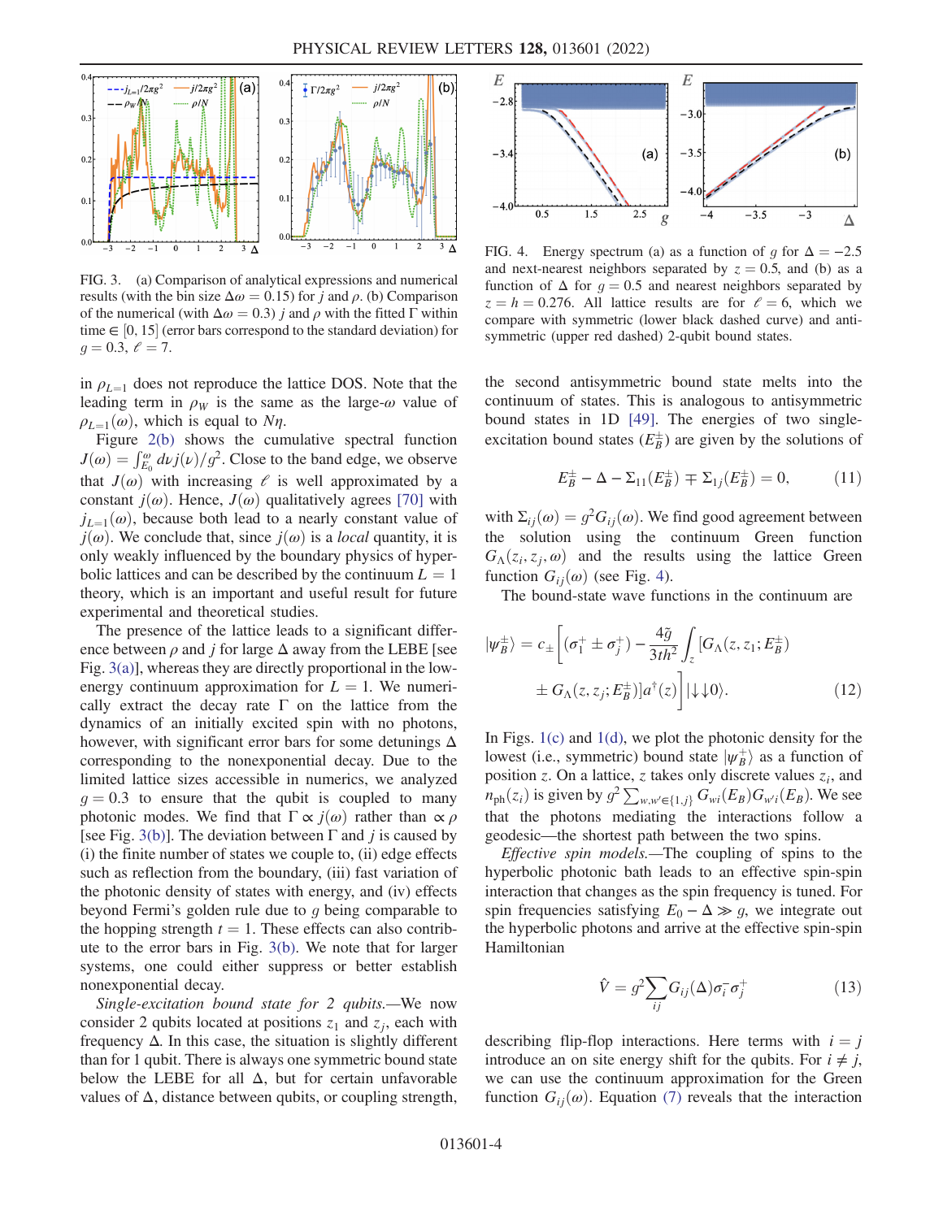FIG. 3. (a) Comparison of analytical expressions and numerical results (with the bin size $\Delta\omega = 0.15$) for $j$ and $\rho$. (b) Comparison of the numerical (with $\Delta\omega = 0.3$) $j$ and $\rho$ with the fitted $\Gamma$ within time $\in [0, 15]$ (error bars correspond to the standard deviation) for $g = 0.3$, $\ell = 7$.

FIG. 4. Energy spectrum (a) as a function of $g$ for $\Delta = -2.5$ and next-nearest neighbors separated by $z = 0.5$, and (b) as a function of $\Delta$ for $g = 0.5$ and nearest neighbors separated by $z = h = 0.276$. All lattice results are for $\ell = 6$, which we compare with symmetric (lower black dashed curve) and antisymmetric (upper red dashed) 2-qubit bound states.

in $\rho_{L=1}$ does not reproduce the lattice DOS. Note that the leading term in $\rho_W$ is the same as the large-$\omega$ value of $\rho_{L=1}(\omega)$, which is equal to $N\eta$.

Figure 2(b) shows the cumulative spectral function $J(\omega) = \int_{E_0}^{\omega} d\nu j(\nu)/g^2$. Close to the band edge, we observe that $J(\omega)$ with increasing $\ell$ is well approximated by a constant $j(\omega)$. Hence, $J(\omega)$ qualitatively agrees [70] with $j_{L=1}(\omega)$, because both lead to a nearly constant value of $j(\omega)$. We conclude that, since $j(\omega)$ is a *local* quantity, it is only weakly influenced by the boundary physics of hyperbolic lattices and can be described by the continuum $L = 1$ theory, which is an important and useful result for future experimental and theoretical studies.

The presence of the lattice leads to a significant difference between $\rho$ and $j$ for large $\Delta$ away from the LEBE [see Fig. 3(a)], whereas they are directly proportional in the low-energy continuum approximation for $L = 1$. We numerically extract the decay rate $\Gamma$ on the lattice from the dynamics of an initially excited spin with no photons, however, with significant error bars for some detunings $\Delta$ corresponding to the nonexponential decay. Due to the limited lattice sizes accessible in numerics, we analyzed $g = 0.3$ to ensure that the qubit is coupled to many photonic modes. We find that $\Gamma \propto j(\omega)$ rather than $\propto \rho$ [see Fig. 3(b)]. The deviation between $\Gamma$ and $j$ is caused by (i) the finite number of states we couple to, (ii) edge effects such as reflection from the boundary, (iii) fast variation of the photonic density of states with energy, and (iv) effects beyond Fermi's golden rule due to $g$ being comparable to the hopping strength $t = 1$. These effects can also contribute to the error bars in Fig. 3(b). We note that for larger systems, one could either suppress or better establish nonexponential decay.

*Single-excitation bound state for 2 qubits.*—We now consider 2 qubits located at positions $z_1$ and $z_j$, each with frequency $\Delta$. In this case, the situation is slightly different than for 1 qubit. There is always one symmetric bound state below the LEBE for all $\Delta$, but for certain unfavorable values of $\Delta$, distance between qubits, or coupling strength, the second antisymmetric bound state melts into the continuum of states. This is analogous to antisymmetric bound states in 1D [49]. The energies of two single-excitation bound states ($E_B^{\pm}$) are given by the solutions of

$$E_B^{\pm} - \Delta - \Sigma_{11}(E_B^{\pm}) \mp \Sigma_{1j}(E_B^{\pm}) = 0, \tag{11}$$

with $\Sigma_{ij}(\omega) = g^2 G_{ij}(\omega)$. We find good agreement between the solution using the continuum Green function $G_\Lambda(z_i, z_j, \omega)$ and the results using the lattice Green function $G_{ij}(\omega)$ (see Fig. 4).

The bound-state wave functions in the continuum are

$$|\psi_B^{\pm}\rangle = c_{\pm}\Bigg[(\sigma_1^+ \pm \sigma_j^+) - \frac{4\tilde{g}}{3th^2}\int_z [G_\Lambda(z, z_1; E_B^{\pm}) \pm G_\Lambda(z, z_j; E_B^{\pm})]a^\dagger(z)\Bigg]|{\downarrow\downarrow}0\rangle. \tag{12}$$

In Figs. 1(c) and 1(d), we plot the photonic density for the lowest (i.e., symmetric) bound state $|\psi_B^+\rangle$ as a function of position $z$. On a lattice, $z$ takes only discrete values $z_i$, and $n_{\rm ph}(z_i)$ is given by $g^2\sum_{w,w'\in\{1,j\}} G_{wi}(E_B)G_{w'i}(E_B)$. We see that the photons mediating the interactions follow a geodesic—the shortest path between the two spins.

*Effective spin models.*—The coupling of spins to the hyperbolic photonic bath leads to an effective spin-spin interaction that changes as the spin frequency is tuned. For spin frequencies satisfying $E_0 - \Delta \gg g$, we integrate out the hyperbolic photons and arrive at the effective spin-spin Hamiltonian

$$\hat{V} = g^2\sum_{ij} G_{ij}(\Delta)\sigma_i^-\sigma_j^+ \tag{13}$$

describing flip-flop interactions. Here terms with $i = j$ introduce an on site energy shift for the qubits. For $i \neq j$, we can use the continuum approximation for the Green function $G_{ij}(\omega)$. Equation (7) reveals that the interaction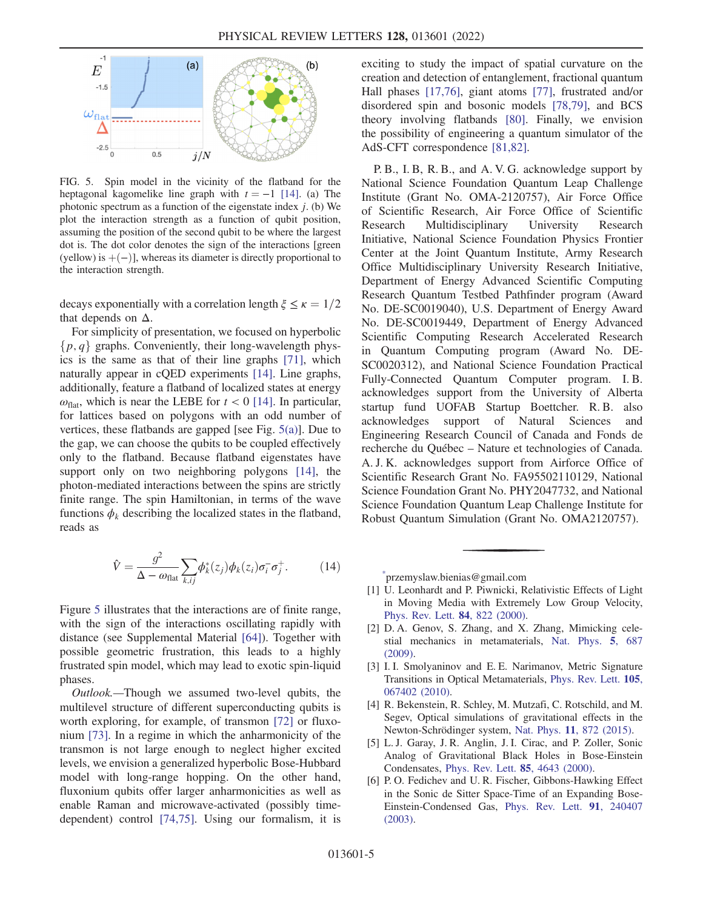FIG. 5. Spin model in the vicinity of the flatband for the heptagonal kagomelike line graph with $t = -1$ [14]. (a) The photonic spectrum as a function of the eigenstate index $j$. (b) We plot the interaction strength as a function of qubit position, assuming the position of the second qubit to be where the largest dot is. The dot color denotes the sign of the interactions [green (yellow) is $+(-)$], whereas its diameter is directly proportional to the interaction strength.

decays exponentially with a correlation length $\xi \leq \kappa = 1/2$ that depends on $\Delta$.

For simplicity of presentation, we focused on hyperbolic $\{p, q\}$ graphs. Conveniently, their long-wavelength physics is the same as that of their line graphs [71], which naturally appear in cQED experiments [14]. Line graphs, additionally, feature a flatband of localized states at energy $\omega_{\mathrm{flat}}$, which is near the LEBE for $t < 0$ [14]. In particular, for lattices based on polygons with an odd number of vertices, these flatbands are gapped [see Fig. 5(a)]. Due to the gap, we can choose the qubits to be coupled effectively only to the flatband. Because flatband eigenstates have support only on two neighboring polygons [14], the photon-mediated interactions between the spins are strictly finite range. The spin Hamiltonian, in terms of the wave functions $\phi_k$ describing the localized states in the flatband, reads as

$$\hat{V} = \frac{g^2}{\Delta - \omega_{\mathrm{flat}}} \sum_{k,ij} \phi_k^*(z_j)\phi_k(z_i)\sigma_i^- \sigma_j^+. \qquad (14)$$

Figure 5 illustrates that the interactions are of finite range, with the sign of the interactions oscillating rapidly with distance (see Supplemental Material [64]). Together with possible geometric frustration, this leads to a highly frustrated spin model, which may lead to exotic spin-liquid phases.

*Outlook.*—Though we assumed two-level qubits, the multilevel structure of different superconducting qubits is worth exploring, for example, of transmon [72] or fluxonium [73]. In a regime in which the anharmonicity of the transmon is not large enough to neglect higher excited levels, we envision a generalized hyperbolic Bose-Hubbard model with long-range hopping. On the other hand, fluxonium qubits offer larger anharmonicities as well as enable Raman and microwave-activated (possibly time-dependent) control [74,75]. Using our formalism, it is exciting to study the impact of spatial curvature on the creation and detection of entanglement, fractional quantum Hall phases [17,76], giant atoms [77], frustrated and/or disordered spin and bosonic models [78,79], and BCS theory involving flatbands [80]. Finally, we envision the possibility of engineering a quantum simulator of the AdS-CFT correspondence [81,82].

P. B., I. B, R. B., and A. V. G. acknowledge support by National Science Foundation Quantum Leap Challenge Institute (Grant No. OMA-2120757), Air Force Office of Scientific Research, Air Force Office of Scientific Research Multidisciplinary University Research Initiative, National Science Foundation Physics Frontier Center at the Joint Quantum Institute, Army Research Office Multidisciplinary University Research Initiative, Department of Energy Advanced Scientific Computing Research Quantum Testbed Pathfinder program (Award No. DE-SC0019040), U.S. Department of Energy Award No. DE-SC0019449, Department of Energy Advanced Scientific Computing Research Accelerated Research in Quantum Computing program (Award No. DE-SC0020312), and National Science Foundation Practical Fully-Connected Quantum Computer program. I. B. acknowledges support from the University of Alberta startup fund UOFAB Startup Boettcher. R. B. also acknowledges support of Natural Sciences and Engineering Research Council of Canada and Fonds de recherche du Québec – Nature et technologies of Canada. A. J. K. acknowledges support from Airforce Office of Scientific Research Grant No. FA95502110129, National Science Foundation Grant No. PHY2047732, and National Science Foundation Quantum Leap Challenge Institute for Robust Quantum Simulation (Grant No. OMA2120757).

---

[*] przemyslaw.bienias@gmail.com

[1] U. Leonhardt and P. Piwnicki, Relativistic Effects of Light in Moving Media with Extremely Low Group Velocity, Phys. Rev. Lett. **84**, 822 (2000).

[2] D. A. Genov, S. Zhang, and X. Zhang, Mimicking celestial mechanics in metamaterials, Nat. Phys. **5**, 687 (2009).

[3] I. I. Smolyaninov and E. E. Narimanov, Metric Signature Transitions in Optical Metamaterials, Phys. Rev. Lett. **105**, 067402 (2010).

[4] R. Bekenstein, R. Schley, M. Mutzafi, C. Rotschild, and M. Segev, Optical simulations of gravitational effects in the Newton-Schrödinger system, Nat. Phys. **11**, 872 (2015).

[5] L. J. Garay, J. R. Anglin, J. I. Cirac, and P. Zoller, Sonic Analog of Gravitational Black Holes in Bose-Einstein Condensates, Phys. Rev. Lett. **85**, 4643 (2000).

[6] P. O. Fedichev and U. R. Fischer, Gibbons-Hawking Effect in the Sonic de Sitter Space-Time of an Expanding Bose-Einstein-Condensed Gas, Phys. Rev. Lett. **91**, 240407 (2003).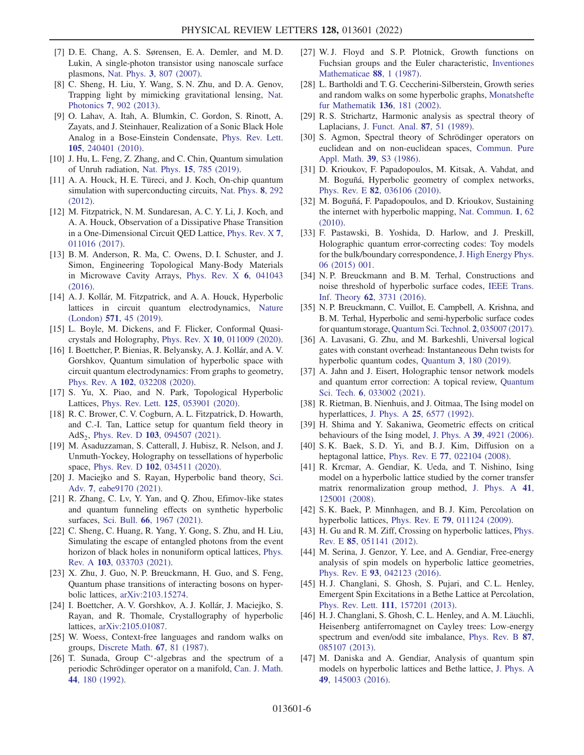[7] D. E. Chang, A. S. Sørensen, E. A. Demler, and M. D. Lukin, A single-photon transistor using nanoscale surface plasmons, Nat. Phys. **3**, 807 (2007).

[8] C. Sheng, H. Liu, Y. Wang, S. N. Zhu, and D. A. Genov, Trapping light by mimicking gravitational lensing, Nat. Photonics **7**, 902 (2013).

[9] O. Lahav, A. Itah, A. Blumkin, C. Gordon, S. Rinott, A. Zayats, and J. Steinhauer, Realization of a Sonic Black Hole Analog in a Bose-Einstein Condensate, Phys. Rev. Lett. **105**, 240401 (2010).

[10] J. Hu, L. Feng, Z. Zhang, and C. Chin, Quantum simulation of Unruh radiation, Nat. Phys. **15**, 785 (2019).

[11] A. A. Houck, H. E. Türeci, and J. Koch, On-chip quantum simulation with superconducting circuits, Nat. Phys. **8**, 292 (2012).

[12] M. Fitzpatrick, N. M. Sundaresan, A. C. Y. Li, J. Koch, and A. A. Houck, Observation of a Dissipative Phase Transition in a One-Dimensional Circuit QED Lattice, Phys. Rev. X **7**, 011016 (2017).

[13] B. M. Anderson, R. Ma, C. Owens, D. I. Schuster, and J. Simon, Engineering Topological Many-Body Materials in Microwave Cavity Arrays, Phys. Rev. X **6**, 041043 (2016).

[14] A. J. Kollár, M. Fitzpatrick, and A. A. Houck, Hyperbolic lattices in circuit quantum electrodynamics, Nature (London) **571**, 45 (2019).

[15] L. Boyle, M. Dickens, and F. Flicker, Conformal Quasicrystals and Holography, Phys. Rev. X **10**, 011009 (2020).

[16] I. Boettcher, P. Bienias, R. Belyansky, A. J. Kollár, and A. V. Gorshkov, Quantum simulation of hyperbolic space with circuit quantum electrodynamics: From graphs to geometry, Phys. Rev. A **102**, 032208 (2020).

[17] S. Yu, X. Piao, and N. Park, Topological Hyperbolic Lattices, Phys. Rev. Lett. **125**, 053901 (2020).

[18] R. C. Brower, C. V. Cogburn, A. L. Fitzpatrick, D. Howarth, and C.-I. Tan, Lattice setup for quantum field theory in $\mathrm{AdS}_2$, Phys. Rev. D **103**, 094507 (2021).

[19] M. Asaduzzaman, S. Catterall, J. Hubisz, R. Nelson, and J. Unmuth-Yockey, Holography on tessellations of hyperbolic space, Phys. Rev. D **102**, 034511 (2020).

[20] J. Maciejko and S. Rayan, Hyperbolic band theory, Sci. Adv. **7**, eabe9170 (2021).

[21] R. Zhang, C. Lv, Y. Yan, and Q. Zhou, Efimov-like states and quantum funneling effects on synthetic hyperbolic surfaces, Sci. Bull. **66**, 1967 (2021).

[22] C. Sheng, C. Huang, R. Yang, Y. Gong, S. Zhu, and H. Liu, Simulating the escape of entangled photons from the event horizon of black holes in nonuniform optical lattices, Phys. Rev. A **103**, 033703 (2021).

[23] X. Zhu, J. Guo, N. P. Breuckmann, H. Guo, and S. Feng, Quantum phase transitions of interacting bosons on hyperbolic lattices, arXiv:2103.15274.

[24] I. Boettcher, A. V. Gorshkov, A. J. Kollár, J. Maciejko, S. Rayan, and R. Thomale, Crystallography of hyperbolic lattices, arXiv:2105.01087.

[25] W. Woess, Context-free languages and random walks on groups, Discrete Math. **67**, 81 (1987).

[26] T. Sunada, Group C*-algebras and the spectrum of a periodic Schrödinger operator on a manifold, Can. J. Math. **44**, 180 (1992).

[27] W. J. Floyd and S. P. Plotnick, Growth functions on Fuchsian groups and the Euler characteristic, Inventiones Mathematicae **88**, 1 (1987).

[28] L. Bartholdi and T. G. Ceccherini-Silberstein, Growth series and random walks on some hyperbolic graphs, Monatshefte fur Mathematik **136**, 181 (2002).

[29] R. S. Strichartz, Harmonic analysis as spectral theory of Laplacians, J. Funct. Anal. **87**, 51 (1989).

[30] S. Agmon, Spectral theory of Schrödinger operators on euclidean and on non-euclidean spaces, Commun. Pure Appl. Math. **39**, S3 (1986).

[31] D. Krioukov, F. Papadopoulos, M. Kitsak, A. Vahdat, and M. Boguñá, Hyperbolic geometry of complex networks, Phys. Rev. E **82**, 036106 (2010).

[32] M. Boguñá, F. Papadopoulos, and D. Krioukov, Sustaining the internet with hyperbolic mapping, Nat. Commun. **1**, 62 (2010).

[33] F. Pastawski, B. Yoshida, D. Harlow, and J. Preskill, Holographic quantum error-correcting codes: Toy models for the bulk/boundary correspondence, J. High Energy Phys. 06 (2015) 001.

[34] N. P. Breuckmann and B. M. Terhal, Constructions and noise threshold of hyperbolic surface codes, IEEE Trans. Inf. Theory **62**, 3731 (2016).

[35] N. P. Breuckmann, C. Vuillot, E. Campbell, A. Krishna, and B. M. Terhal, Hyperbolic and semi-hyperbolic surface codes for quantum storage, Quantum Sci. Technol. **2**, 035007 (2017).

[36] A. Lavasani, G. Zhu, and M. Barkeshli, Universal logical gates with constant overhead: Instantaneous Dehn twists for hyperbolic quantum codes, Quantum **3**, 180 (2019).

[37] A. Jahn and J. Eisert, Holographic tensor network models and quantum error correction: A topical review, Quantum Sci. Tech. **6**, 033002 (2021).

[38] R. Rietman, B. Nienhuis, and J. Oitmaa, The Ising model on hyperlattices, J. Phys. A **25**, 6577 (1992).

[39] H. Shima and Y. Sakaniwa, Geometric effects on critical behaviours of the Ising model, J. Phys. A **39**, 4921 (2006).

[40] S. K. Baek, S. D. Yi, and B. J. Kim, Diffusion on a heptagonal lattice, Phys. Rev. E **77**, 022104 (2008).

[41] R. Krcmar, A. Gendiar, K. Ueda, and T. Nishino, Ising model on a hyperbolic lattice studied by the corner transfer matrix renormalization group method, J. Phys. A **41**, 125001 (2008).

[42] S. K. Baek, P. Minnhagen, and B. J. Kim, Percolation on hyperbolic lattices, Phys. Rev. E **79**, 011124 (2009).

[43] H. Gu and R. M. Ziff, Crossing on hyperbolic lattices, Phys. Rev. E **85**, 051141 (2012).

[44] M. Serina, J. Genzor, Y. Lee, and A. Gendiar, Free-energy analysis of spin models on hyperbolic lattice geometries, Phys. Rev. E **93**, 042123 (2016).

[45] H. J. Changlani, S. Ghosh, S. Pujari, and C. L. Henley, Emergent Spin Excitations in a Bethe Lattice at Percolation, Phys. Rev. Lett. **111**, 157201 (2013).

[46] H. J. Changlani, S. Ghosh, C. L. Henley, and A. M. Läuchli, Heisenberg antiferromagnet on Cayley trees: Low-energy spectrum and even/odd site imbalance, Phys. Rev. B **87**, 085107 (2013).

[47] M. Daniska and A. Gendiar, Analysis of quantum spin models on hyperbolic lattices and Bethe lattice, J. Phys. A **49**, 145003 (2016).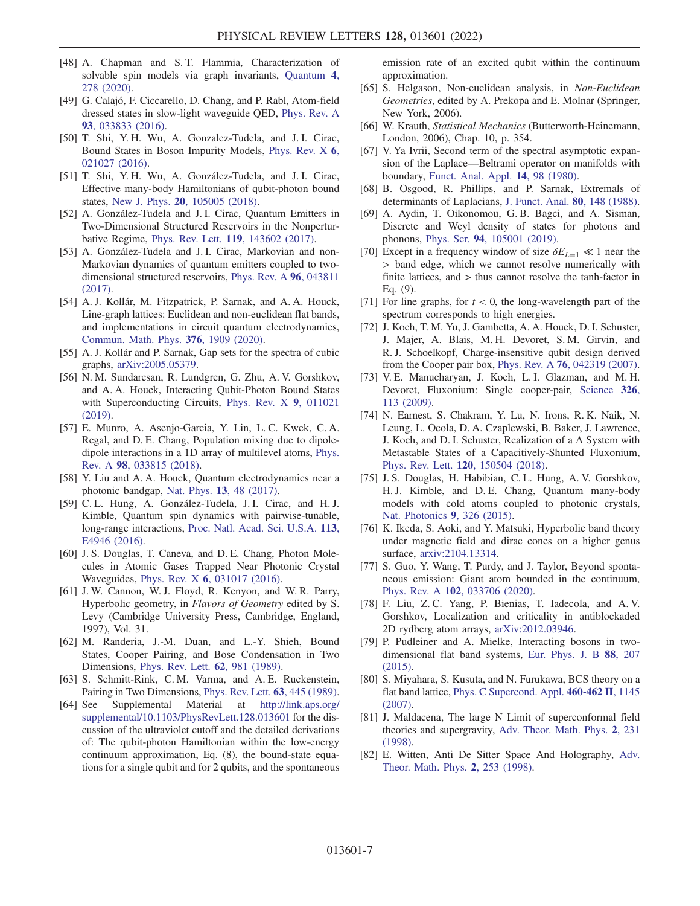[48] A. Chapman and S. T. Flammia, Characterization of solvable spin models via graph invariants, Quantum **4**, 278 (2020).

[49] G. Calajó, F. Ciccarello, D. Chang, and P. Rabl, Atom-field dressed states in slow-light waveguide QED, Phys. Rev. A **93**, 033833 (2016).

[50] T. Shi, Y. H. Wu, A. Gonzalez-Tudela, and J. I. Cirac, Bound States in Boson Impurity Models, Phys. Rev. X **6**, 021027 (2016).

[51] T. Shi, Y. H. Wu, A. González-Tudela, and J. I. Cirac, Effective many-body Hamiltonians of qubit-photon bound states, New J. Phys. **20**, 105005 (2018).

[52] A. González-Tudela and J. I. Cirac, Quantum Emitters in Two-Dimensional Structured Reservoirs in the Nonperturbative Regime, Phys. Rev. Lett. **119**, 143602 (2017).

[53] A. González-Tudela and J. I. Cirac, Markovian and non-Markovian dynamics of quantum emitters coupled to two-dimensional structured reservoirs, Phys. Rev. A **96**, 043811 (2017).

[54] A. J. Kollár, M. Fitzpatrick, P. Sarnak, and A. A. Houck, Line-graph lattices: Euclidean and non-euclidean flat bands, and implementations in circuit quantum electrodynamics, Commun. Math. Phys. **376**, 1909 (2020).

[55] A. J. Kollár and P. Sarnak, Gap sets for the spectra of cubic graphs, arXiv:2005.05379.

[56] N. M. Sundaresan, R. Lundgren, G. Zhu, A. V. Gorshkov, and A. A. Houck, Interacting Qubit-Photon Bound States with Superconducting Circuits, Phys. Rev. X **9**, 011021 (2019).

[57] E. Munro, A. Asenjo-Garcia, Y. Lin, L. C. Kwek, C. A. Regal, and D. E. Chang, Population mixing due to dipole-dipole interactions in a 1D array of multilevel atoms, Phys. Rev. A **98**, 033815 (2018).

[58] Y. Liu and A. A. Houck, Quantum electrodynamics near a photonic bandgap, Nat. Phys. **13**, 48 (2017).

[59] C. L. Hung, A. González-Tudela, J. I. Cirac, and H. J. Kimble, Quantum spin dynamics with pairwise-tunable, long-range interactions, Proc. Natl. Acad. Sci. U.S.A. **113**, E4946 (2016).

[60] J. S. Douglas, T. Caneva, and D. E. Chang, Photon Molecules in Atomic Gases Trapped Near Photonic Crystal Waveguides, Phys. Rev. X **6**, 031017 (2016).

[61] J. W. Cannon, W. J. Floyd, R. Kenyon, and W. R. Parry, Hyperbolic geometry, in *Flavors of Geometry* edited by S. Levy (Cambridge University Press, Cambridge, England, 1997), Vol. 31.

[62] M. Randeria, J.-M. Duan, and L.-Y. Shieh, Bound States, Cooper Pairing, and Bose Condensation in Two Dimensions, Phys. Rev. Lett. **62**, 981 (1989).

[63] S. Schmitt-Rink, C. M. Varma, and A. E. Ruckenstein, Pairing in Two Dimensions, Phys. Rev. Lett. **63**, 445 (1989).

[64] See Supplemental Material at http://link.aps.org/supplemental/10.1103/PhysRevLett.128.013601 for the discussion of the ultraviolet cutoff and the detailed derivations of: The qubit-photon Hamiltonian within the low-energy continuum approximation, Eq. (8), the bound-state equations for a single qubit and for 2 qubits, and the spontaneous emission rate of an excited qubit within the continuum approximation.

[65] S. Helgason, Non-euclidean analysis, in *Non-Euclidean Geometries*, edited by A. Prekopa and E. Molnar (Springer, New York, 2006).

[66] W. Krauth, *Statistical Mechanics* (Butterworth-Heinemann, London, 2006), Chap. 10, p. 354.

[67] V. Ya Ivrii, Second term of the spectral asymptotic expansion of the Laplace—Beltrami operator on manifolds with boundary, Funct. Anal. Appl. **14**, 98 (1980).

[68] B. Osgood, R. Phillips, and P. Sarnak, Extremals of determinants of Laplacians, J. Funct. Anal. **80**, 148 (1988).

[69] A. Aydin, T. Oikonomou, G. B. Bagci, and A. Sisman, Discrete and Weyl density of states for photons and phonons, Phys. Scr. **94**, 105001 (2019).

[70] Except in a frequency window of size $\delta E_{L=1} \ll 1$ near the > band edge, which we cannot resolve numerically with finite lattices, and > thus cannot resolve the tanh-factor in Eq. (9).

[71] For line graphs, for $t < 0$, the long-wavelength part of the spectrum corresponds to high energies.

[72] J. Koch, T. M. Yu, J. Gambetta, A. A. Houck, D. I. Schuster, J. Majer, A. Blais, M. H. Devoret, S. M. Girvin, and R. J. Schoelkopf, Charge-insensitive qubit design derived from the Cooper pair box, Phys. Rev. A **76**, 042319 (2007).

[73] V. E. Manucharyan, J. Koch, L. I. Glazman, and M. H. Devoret, Fluxonium: Single cooper-pair, Science **326**, 113 (2009).

[74] N. Earnest, S. Chakram, Y. Lu, N. Irons, R. K. Naik, N. Leung, L. Ocola, D. A. Czaplewski, B. Baker, J. Lawrence, J. Koch, and D. I. Schuster, Realization of a Λ System with Metastable States of a Capacitively-Shunted Fluxonium, Phys. Rev. Lett. **120**, 150504 (2018).

[75] J. S. Douglas, H. Habibian, C. L. Hung, A. V. Gorshkov, H. J. Kimble, and D. E. Chang, Quantum many-body models with cold atoms coupled to photonic crystals, Nat. Photonics **9**, 326 (2015).

[76] K. Ikeda, S. Aoki, and Y. Matsuki, Hyperbolic band theory under magnetic field and dirac cones on a higher genus surface, arxiv:2104.13314.

[77] S. Guo, Y. Wang, T. Purdy, and J. Taylor, Beyond spontaneous emission: Giant atom bounded in the continuum, Phys. Rev. A **102**, 033706 (2020).

[78] F. Liu, Z. C. Yang, P. Bienias, T. Iadecola, and A. V. Gorshkov, Localization and criticality in antiblockaded 2D rydberg atom arrays, arXiv:2012.03946.

[79] P. Pudleiner and A. Mielke, Interacting bosons in two-dimensional flat band systems, Eur. Phys. J. B **88**, 207 (2015).

[80] S. Miyahara, S. Kusuta, and N. Furukawa, BCS theory on a flat band lattice, Phys. C Supercond. Appl. **460-462 II**, 1145 (2007).

[81] J. Maldacena, The large N Limit of superconformal field theories and supergravity, Adv. Theor. Math. Phys. **2**, 231 (1998).

[82] E. Witten, Anti De Sitter Space And Holography, Adv. Theor. Math. Phys. **2**, 253 (1998).